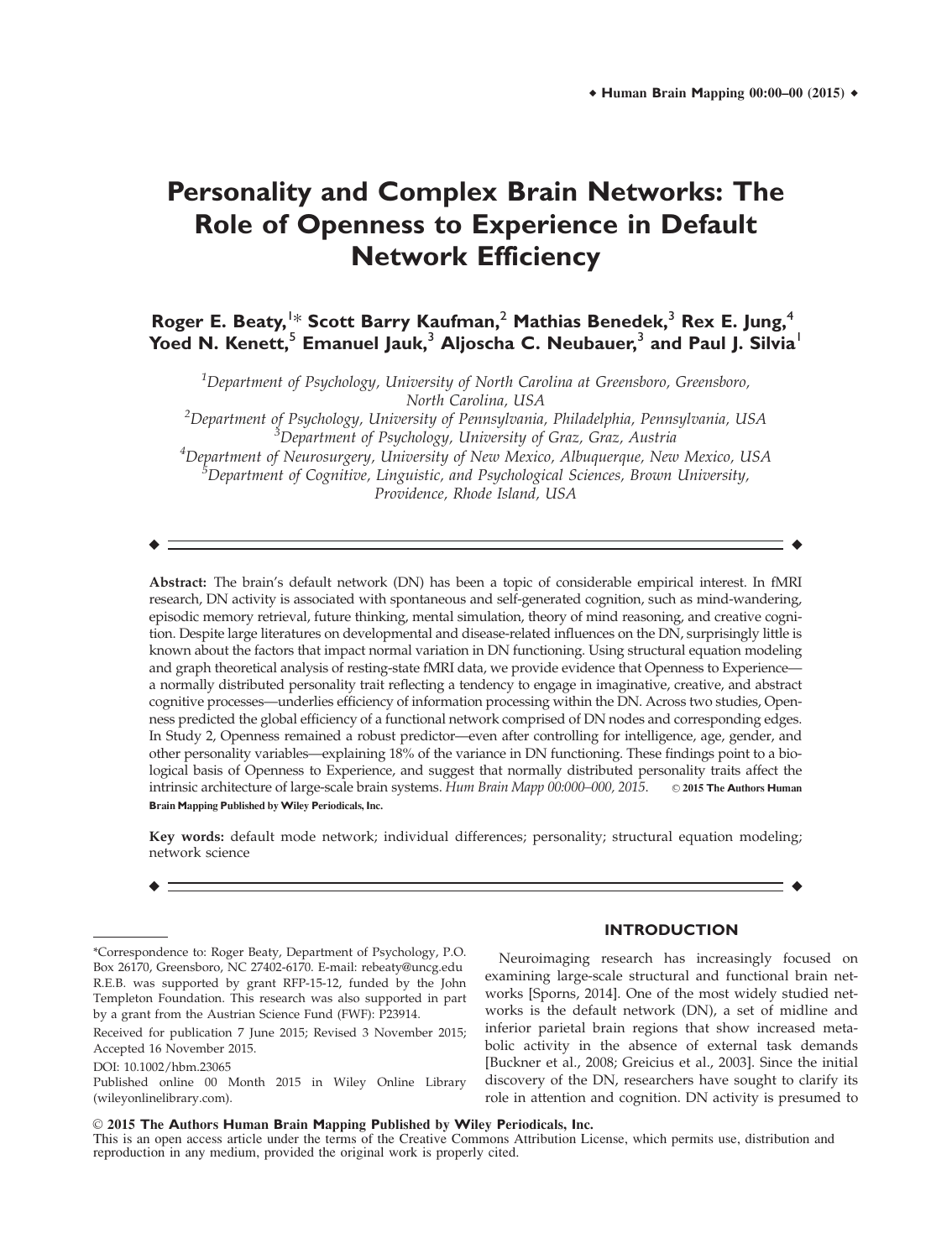# Personality and Complex Brain Networks: The Role of Openness to Experience in Default Network Efficiency

**Roger E. Beaty,[1]* Scott Barry Kaufman,[2] Mathias Benedek,[3] Rex E. Jung,[4] Yoed N. Kenett,[5] Emanuel Jauk,[3] Aljoscha C. Neubauer,[3] and Paul J. Silvia[1]**

[1] *Department of Psychology, University of North Carolina at Greensboro, Greensboro, North Carolina, USA*
[2] *Department of Psychology, University of Pennsylvania, Philadelphia, Pennsylvania, USA*
[3] *Department of Psychology, University of Graz, Graz, Austria*
[4] *Department of Neurosurgery, University of New Mexico, Albuquerque, New Mexico, USA*
[5] *Department of Cognitive, Linguistic, and Psychological Sciences, Brown University, Providence, Rhode Island, USA*

**Abstract:** The brain's default network (DN) has been a topic of considerable empirical interest. In fMRI research, DN activity is associated with spontaneous and self-generated cognition, such as mind-wandering, episodic memory retrieval, future thinking, mental simulation, theory of mind reasoning, and creative cognition. Despite large literatures on developmental and disease-related influences on the DN, surprisingly little is known about the factors that impact normal variation in DN functioning. Using structural equation modeling and graph theoretical analysis of resting-state fMRI data, we provide evidence that Openness to Experience—a normally distributed personality trait reflecting a tendency to engage in imaginative, creative, and abstract cognitive processes—underlies efficiency of information processing within the DN. Across two studies, Openness predicted the global efficiency of a functional network comprised of DN nodes and corresponding edges. In Study 2, Openness remained a robust predictor—even after controlling for intelligence, age, gender, and other personality variables—explaining 18% of the variance in DN functioning. These findings point to a biological basis of Openness to Experience, and suggest that normally distributed personality traits affect the intrinsic architecture of large-scale brain systems. *Hum Brain Mapp 00:000–000, 2015.* © 2015 The Authors Human Brain Mapping Published by Wiley Periodicals, Inc.

**Key words:** default mode network; individual differences; personality; structural equation modeling; network science

*Correspondence to: Roger Beaty, Department of Psychology, P.O. Box 26170, Greensboro, NC 27402-6170. E-mail: rebeaty@uncg.edu
R.E.B. was supported by grant RFP-15-12, funded by the John Templeton Foundation. This research was also supported in part by a grant from the Austrian Science Fund (FWF): P23914.
Received for publication 7 June 2015; Revised 3 November 2015; Accepted 16 November 2015.
DOI: 10.1002/hbm.23065
Published online 00 Month 2015 in Wiley Online Library (wileyonlinelibrary.com).

## INTRODUCTION

Neuroimaging research has increasingly focused on examining large-scale structural and functional brain networks [Sporns, 2014]. One of the most widely studied networks is the default network (DN), a set of midline and inferior parietal brain regions that show increased metabolic activity in the absence of external task demands [Buckner et al., 2008; Greicius et al., 2003]. Since the initial discovery of the DN, researchers have sought to clarify its role in attention and cognition. DN activity is presumed to

© 2015 The Authors Human Brain Mapping Published by Wiley Periodicals, Inc.
This is an open access article under the terms of the Creative Commons Attribution License, which permits use, distribution and reproduction in any medium, provided the original work is properly cited.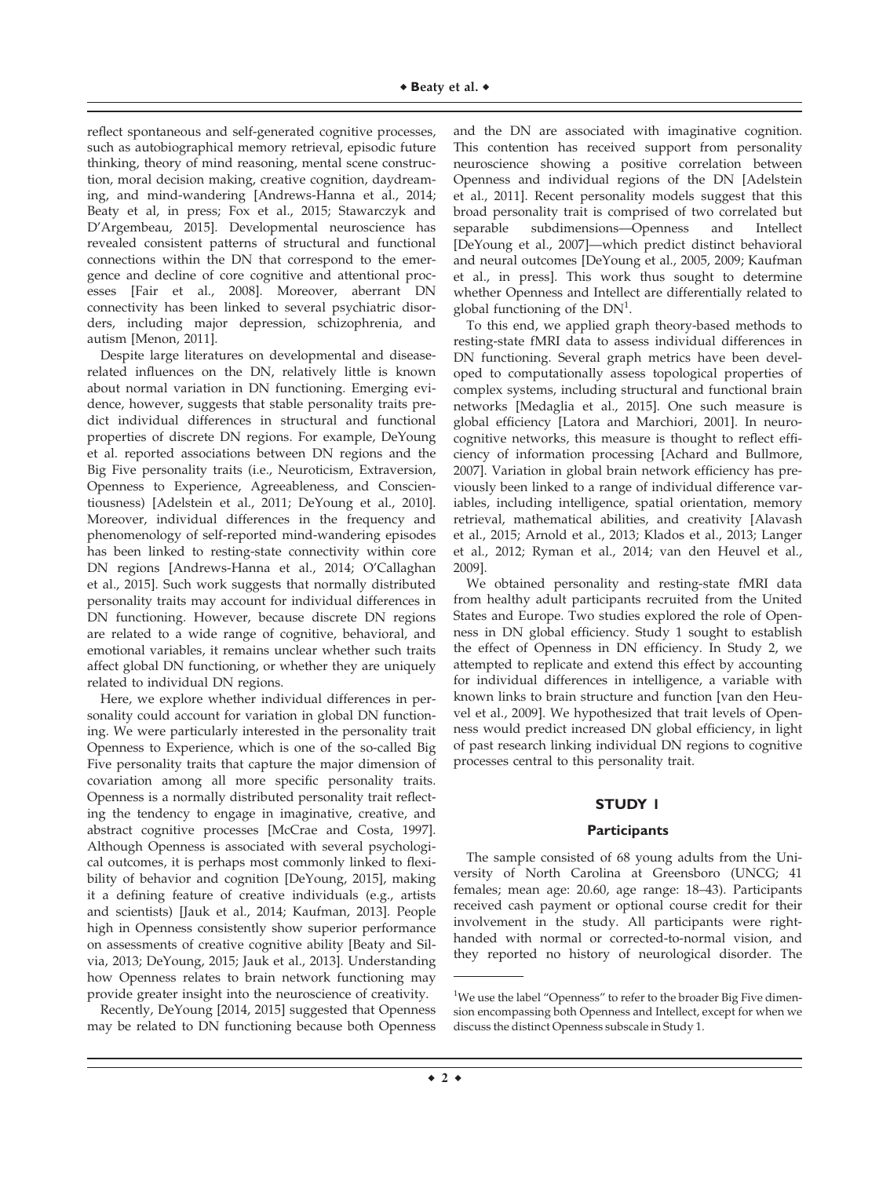reflect spontaneous and self-generated cognitive processes, such as autobiographical memory retrieval, episodic future thinking, theory of mind reasoning, mental scene construction, moral decision making, creative cognition, daydreaming, and mind-wandering [Andrews-Hanna et al., 2014; Beaty et al, in press; Fox et al., 2015; Stawarczyk and D'Argembeau, 2015]. Developmental neuroscience has revealed consistent patterns of structural and functional connections within the DN that correspond to the emergence and decline of core cognitive and attentional processes [Fair et al., 2008]. Moreover, aberrant DN connectivity has been linked to several psychiatric disorders, including major depression, schizophrenia, and autism [Menon, 2011].

Despite large literatures on developmental and disease-related influences on the DN, relatively little is known about normal variation in DN functioning. Emerging evidence, however, suggests that stable personality traits predict individual differences in structural and functional properties of discrete DN regions. For example, DeYoung et al. reported associations between DN regions and the Big Five personality traits (i.e., Neuroticism, Extraversion, Openness to Experience, Agreeableness, and Conscientiousness) [Adelstein et al., 2011; DeYoung et al., 2010]. Moreover, individual differences in the frequency and phenomenology of self-reported mind-wandering episodes has been linked to resting-state connectivity within core DN regions [Andrews-Hanna et al., 2014; O'Callaghan et al., 2015]. Such work suggests that normally distributed personality traits may account for individual differences in DN functioning. However, because discrete DN regions are related to a wide range of cognitive, behavioral, and emotional variables, it remains unclear whether such traits affect global DN functioning, or whether they are uniquely related to individual DN regions.

Here, we explore whether individual differences in personality could account for variation in global DN functioning. We were particularly interested in the personality trait Openness to Experience, which is one of the so-called Big Five personality traits that capture the major dimension of covariation among all more specific personality traits. Openness is a normally distributed personality trait reflecting the tendency to engage in imaginative, creative, and abstract cognitive processes [McCrae and Costa, 1997]. Although Openness is associated with several psychological outcomes, it is perhaps most commonly linked to flexibility of behavior and cognition [DeYoung, 2015], making it a defining feature of creative individuals (e.g., artists and scientists) [Jauk et al., 2014; Kaufman, 2013]. People high in Openness consistently show superior performance on assessments of creative cognitive ability [Beaty and Silvia, 2013; DeYoung, 2015; Jauk et al., 2013]. Understanding how Openness relates to brain network functioning may provide greater insight into the neuroscience of creativity.

Recently, DeYoung [2014, 2015] suggested that Openness may be related to DN functioning because both Openness and the DN are associated with imaginative cognition. This contention has received support from personality neuroscience showing a positive correlation between Openness and individual regions of the DN [Adelstein et al., 2011]. Recent personality models suggest that this broad personality trait is comprised of two correlated but separable subdimensions—Openness and Intellect [DeYoung et al., 2007]—which predict distinct behavioral and neural outcomes [DeYoung et al., 2005, 2009; Kaufman et al., in press]. This work thus sought to determine whether Openness and Intellect are differentially related to global functioning of the DN[1].

To this end, we applied graph theory-based methods to resting-state fMRI data to assess individual differences in DN functioning. Several graph metrics have been developed to computationally assess topological properties of complex systems, including structural and functional brain networks [Medaglia et al., 2015]. One such measure is global efficiency [Latora and Marchiori, 2001]. In neurocognitive networks, this measure is thought to reflect efficiency of information processing [Achard and Bullmore, 2007]. Variation in global brain network efficiency has previously been linked to a range of individual difference variables, including intelligence, spatial orientation, memory retrieval, mathematical abilities, and creativity [Alavash et al., 2015; Arnold et al., 2013; Klados et al., 2013; Langer et al., 2012; Ryman et al., 2014; van den Heuvel et al., 2009].

We obtained personality and resting-state fMRI data from healthy adult participants recruited from the United States and Europe. Two studies explored the role of Openness in DN global efficiency. Study 1 sought to establish the effect of Openness in DN efficiency. In Study 2, we attempted to replicate and extend this effect by accounting for individual differences in intelligence, a variable with known links to brain structure and function [van den Heuvel et al., 2009]. We hypothesized that trait levels of Openness would predict increased DN global efficiency, in light of past research linking individual DN regions to cognitive processes central to this personality trait.

## STUDY 1

### Participants

The sample consisted of 68 young adults from the University of North Carolina at Greensboro (UNCG; 41 females; mean age: 20.60, age range: 18–43). Participants received cash payment or optional course credit for their involvement in the study. All participants were right-handed with normal or corrected-to-normal vision, and they reported no history of neurological disorder. The

[1] We use the label "Openness" to refer to the broader Big Five dimension encompassing both Openness and Intellect, except for when we discuss the distinct Openness subscale in Study 1.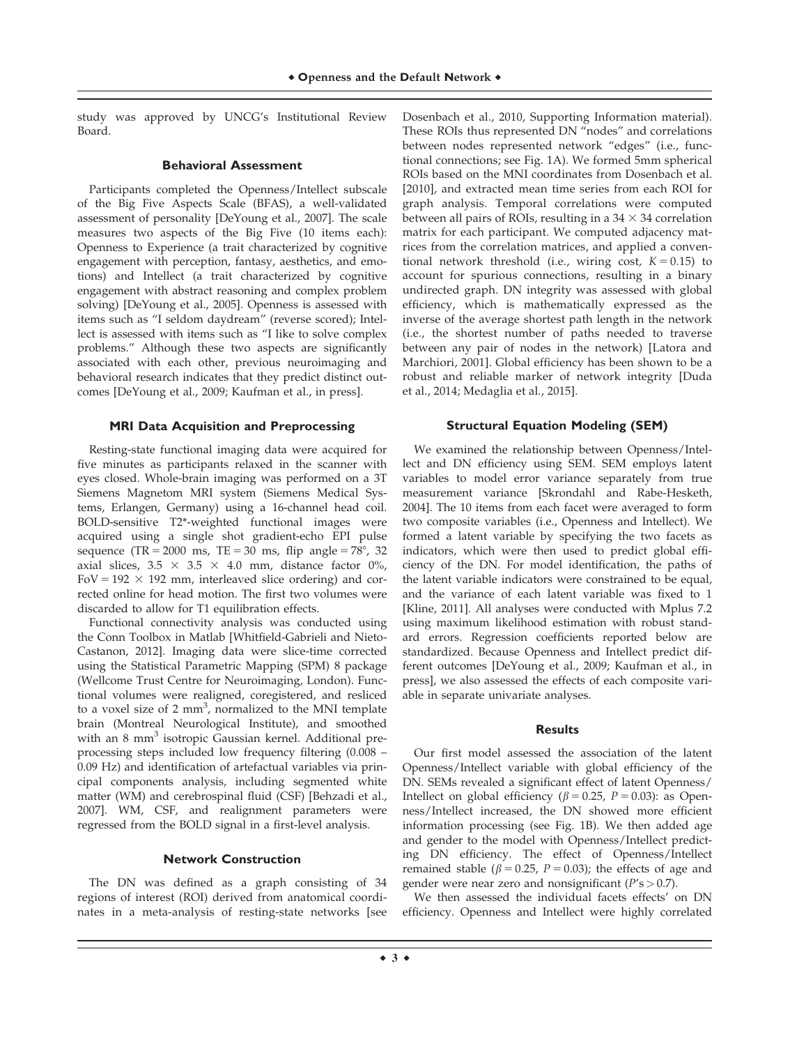study was approved by UNCG's Institutional Review Board.

### Behavioral Assessment

Participants completed the Openness/Intellect subscale of the Big Five Aspects Scale (BFAS), a well-validated assessment of personality [DeYoung et al., 2007]. The scale measures two aspects of the Big Five (10 items each): Openness to Experience (a trait characterized by cognitive engagement with perception, fantasy, aesthetics, and emotions) and Intellect (a trait characterized by cognitive engagement with abstract reasoning and complex problem solving) [DeYoung et al., 2005]. Openness is assessed with items such as "I seldom daydream" (reverse scored); Intellect is assessed with items such as "I like to solve complex problems." Although these two aspects are significantly associated with each other, previous neuroimaging and behavioral research indicates that they predict distinct outcomes [DeYoung et al., 2009; Kaufman et al., in press].

### MRI Data Acquisition and Preprocessing

Resting-state functional imaging data were acquired for five minutes as participants relaxed in the scanner with eyes closed. Whole-brain imaging was performed on a 3T Siemens Magnetom MRI system (Siemens Medical Systems, Erlangen, Germany) using a 16-channel head coil. BOLD-sensitive T2*-weighted functional images were acquired using a single shot gradient-echo EPI pulse sequence (TR = 2000 ms, TE = 30 ms, flip angle = 78°, 32 axial slices, 3.5 × 3.5 × 4.0 mm, distance factor 0%, FoV = 192 × 192 mm, interleaved slice ordering) and corrected online for head motion. The first two volumes were discarded to allow for T1 equilibration effects.

Functional connectivity analysis was conducted using the Conn Toolbox in Matlab [Whitfield-Gabrieli and Nieto-Castanon, 2012]. Imaging data were slice-time corrected using the Statistical Parametric Mapping (SPM) 8 package (Wellcome Trust Centre for Neuroimaging, London). Functional volumes were realigned, coregistered, and resliced to a voxel size of 2 $mm^3$, normalized to the MNI template brain (Montreal Neurological Institute), and smoothed with an 8 $mm^3$ isotropic Gaussian kernel. Additional preprocessing steps included low frequency filtering (0.008 – 0.09 Hz) and identification of artefactual variables via principal components analysis, including segmented white matter (WM) and cerebrospinal fluid (CSF) [Behzadi et al., 2007]. WM, CSF, and realignment parameters were regressed from the BOLD signal in a first-level analysis.

### Network Construction

The DN was defined as a graph consisting of 34 regions of interest (ROI) derived from anatomical coordinates in a meta-analysis of resting-state networks [see Dosenbach et al., 2010, Supporting Information material). These ROIs thus represented DN "nodes" and correlations between nodes represented network "edges" (i.e., functional connections; see Fig. 1A). We formed 5mm spherical ROIs based on the MNI coordinates from Dosenbach et al. [2010], and extracted mean time series from each ROI for graph analysis. Temporal correlations were computed between all pairs of ROIs, resulting in a 34 × 34 correlation matrix for each participant. We computed adjacency matrices from the correlation matrices, and applied a conventional network threshold (i.e., wiring cost, $K = 0.15$) to account for spurious connections, resulting in a binary undirected graph. DN integrity was assessed with global efficiency, which is mathematically expressed as the inverse of the average shortest path length in the network (i.e., the shortest number of paths needed to traverse between any pair of nodes in the network) [Latora and Marchiori, 2001]. Global efficiency has been shown to be a robust and reliable marker of network integrity [Duda et al., 2014; Medaglia et al., 2015].

### Structural Equation Modeling (SEM)

We examined the relationship between Openness/Intellect and DN efficiency using SEM. SEM employs latent variables to model error variance separately from true measurement variance [Skrondahl and Rabe-Hesketh, 2004]. The 10 items from each facet were averaged to form two composite variables (i.e., Openness and Intellect). We formed a latent variable by specifying the two facets as indicators, which were then used to predict global efficiency of the DN. For model identification, the paths of the latent variable indicators were constrained to be equal, and the variance of each latent variable was fixed to 1 [Kline, 2011]. All analyses were conducted with Mplus 7.2 using maximum likelihood estimation with robust standard errors. Regression coefficients reported below are standardized. Because Openness and Intellect predict different outcomes [DeYoung et al., 2009; Kaufman et al., in press], we also assessed the effects of each composite variable in separate univariate analyses.

### Results

Our first model assessed the association of the latent Openness/Intellect variable with global efficiency of the DN. SEMs revealed a significant effect of latent Openness/Intellect on global efficiency ($\beta = 0.25$, $P = 0.03$): as Openness/Intellect increased, the DN showed more efficient information processing (see Fig. 1B). We then added age and gender to the model with Openness/Intellect predicting DN efficiency. The effect of Openness/Intellect remained stable ($\beta = 0.25$, $P = 0.03$); the effects of age and gender were near zero and nonsignificant ($P$'s > 0.7).

We then assessed the individual facets effects' on DN efficiency. Openness and Intellect were highly correlated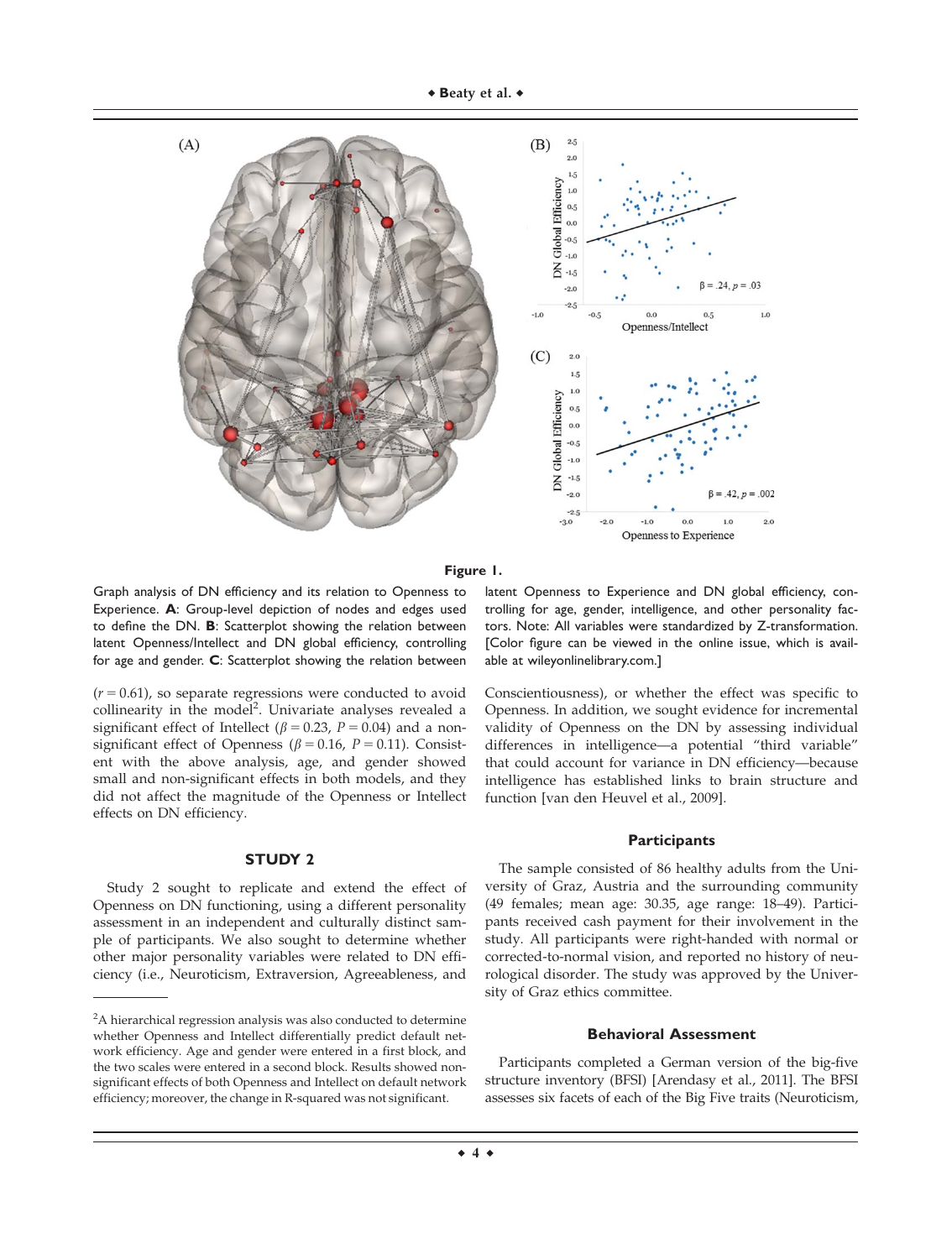**Figure 1.**

Graph analysis of DN efficiency and its relation to Openness to Experience. **A**: Group-level depiction of nodes and edges used to define the DN. **B**: Scatterplot showing the relation between latent Openness/Intellect and DN global efficiency, controlling for age and gender. **C**: Scatterplot showing the relation between latent Openness to Experience and DN global efficiency, controlling for age, gender, intelligence, and other personality factors. Note: All variables were standardized by Z-transformation. [Color figure can be viewed in the online issue, which is available at wileyonlinelibrary.com.]

($r = 0.61$), so separate regressions were conducted to avoid collinearity in the model[2]. Univariate analyses revealed a significant effect of Intellect ($\beta = 0.23$, $P = 0.04$) and a nonsignificant effect of Openness ($\beta = 0.16$, $P = 0.11$). Consistent with the above analysis, age, and gender showed small and non-significant effects in both models, and they did not affect the magnitude of the Openness or Intellect effects on DN efficiency.

## STUDY 2

Study 2 sought to replicate and extend the effect of Openness on DN functioning, using a different personality assessment in an independent and culturally distinct sample of participants. We also sought to determine whether other major personality variables were related to DN efficiency (i.e., Neuroticism, Extraversion, Agreeableness, and Conscientiousness), or whether the effect was specific to Openness. In addition, we sought evidence for incremental validity of Openness on the DN by assessing individual differences in intelligence—a potential "third variable" that could account for variance in DN efficiency—because intelligence has established links to brain structure and function [van den Heuvel et al., 2009].

### Participants

The sample consisted of 86 healthy adults from the University of Graz, Austria and the surrounding community (49 females; mean age: 30.35, age range: 18–49). Participants received cash payment for their involvement in the study. All participants were right-handed with normal or corrected-to-normal vision, and reported no history of neurological disorder. The study was approved by the University of Graz ethics committee.

### Behavioral Assessment

Participants completed a German version of the big-five structure inventory (BFSI) [Arendasy et al., 2011]. The BFSI assesses six facets of each of the Big Five traits (Neuroticism,

---

[2]A hierarchical regression analysis was also conducted to determine whether Openness and Intellect differentially predict default network efficiency. Age and gender were entered in a first block, and the two scales were entered in a second block. Results showed nonsignificant effects of both Openness and Intellect on default network efficiency; moreover, the change in R-squared was not significant.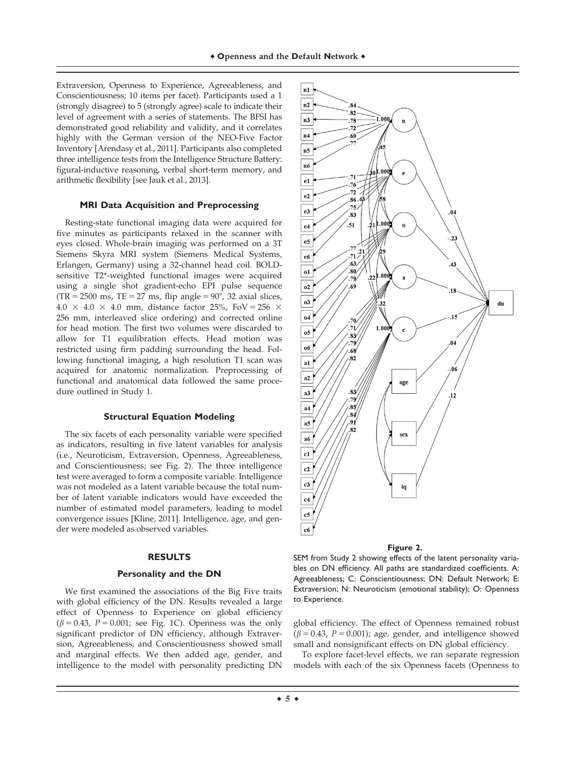Extraversion, Openness to Experience, Agreeableness, and Conscientiousness; 10 items per facet). Participants used a 1 (strongly disagree) to 5 (strongly agree) scale to indicate their level of agreement with a series of statements. The BFSI has demonstrated good reliability and validity, and it correlates highly with the German version of the NEO-Five Factor Inventory [Arendasy et al., 2011]. Participants also completed three intelligence tests from the Intelligence Structure Battery: figural-inductive reasoning, verbal short-term memory, and arithmetic flexibility [see Jauk et al., 2013].

### MRI Data Acquisition and Preprocessing

Resting-state functional imaging data were acquired for five minutes as participants relaxed in the scanner with eyes closed. Whole-brain imaging was performed on a 3T Siemens Skyra MRI system (Siemens Medical Systems, Erlangen, Germany) using a 32-channel head coil. BOLD-sensitive T2*-weighted functional images were acquired using a single shot gradient-echo EPI pulse sequence (TR = 2500 ms, TE = 27 ms, flip angle = 90°, 32 axial slices, 4.0 × 4.0 × 4.0 mm, distance factor 25%, FoV = 256 × 256 mm, interleaved slice ordering) and corrected online for head motion. The first two volumes were discarded to allow for T1 equilibration effects. Head motion was restricted using firm padding surrounding the head. Following functional imaging, a high resolution T1 scan was acquired for anatomic normalization. Preprocessing of functional and anatomical data followed the same procedure outlined in Study 1.

### Structural Equation Modeling

The six facets of each personality variable were specified as indicators, resulting in five latent variables for analysis (i.e., Neuroticism, Extraversion, Openness, Agreeableness, and Conscientiousness; see Fig. 2). The three intelligence test were averaged to form a composite variable. Intelligence was not modeled as a latent variable because the total number of latent variable indicators would have exceeded the number of estimated model parameters, leading to model convergence issues [Kline, 2011]. Intelligence, age, and gender were modeled as observed variables.

**Figure 2.**

SEM from Study 2 showing effects of the latent personality variables on DN efficiency. All paths are standardized coefficients. A: Agreeableness; C: Conscientiousness; DN: Default Network; E: Extraversion; N: Neuroticism (emotional stability); O: Openness to Experience.

## RESULTS

### Personality and the DN

We first examined the associations of the Big Five traits with global efficiency of the DN. Results revealed a large effect of Openness to Experience on global efficiency ($\beta = 0.43$, $P = 0.001$; see Fig. 1C). Openness was the only significant predictor of DN efficiency, although Extraversion, Agreeableness, and Conscientiousness showed small and marginal effects. We then added age, gender, and intelligence to the model with personality predicting DN global efficiency. The effect of Openness remained robust ($\beta = 0.43$, $P = 0.001$); age, gender, and intelligence showed small and nonsignificant effects on DN global efficiency.

To explore facet-level effects, we ran separate regression models with each of the six Openness facets (Openness to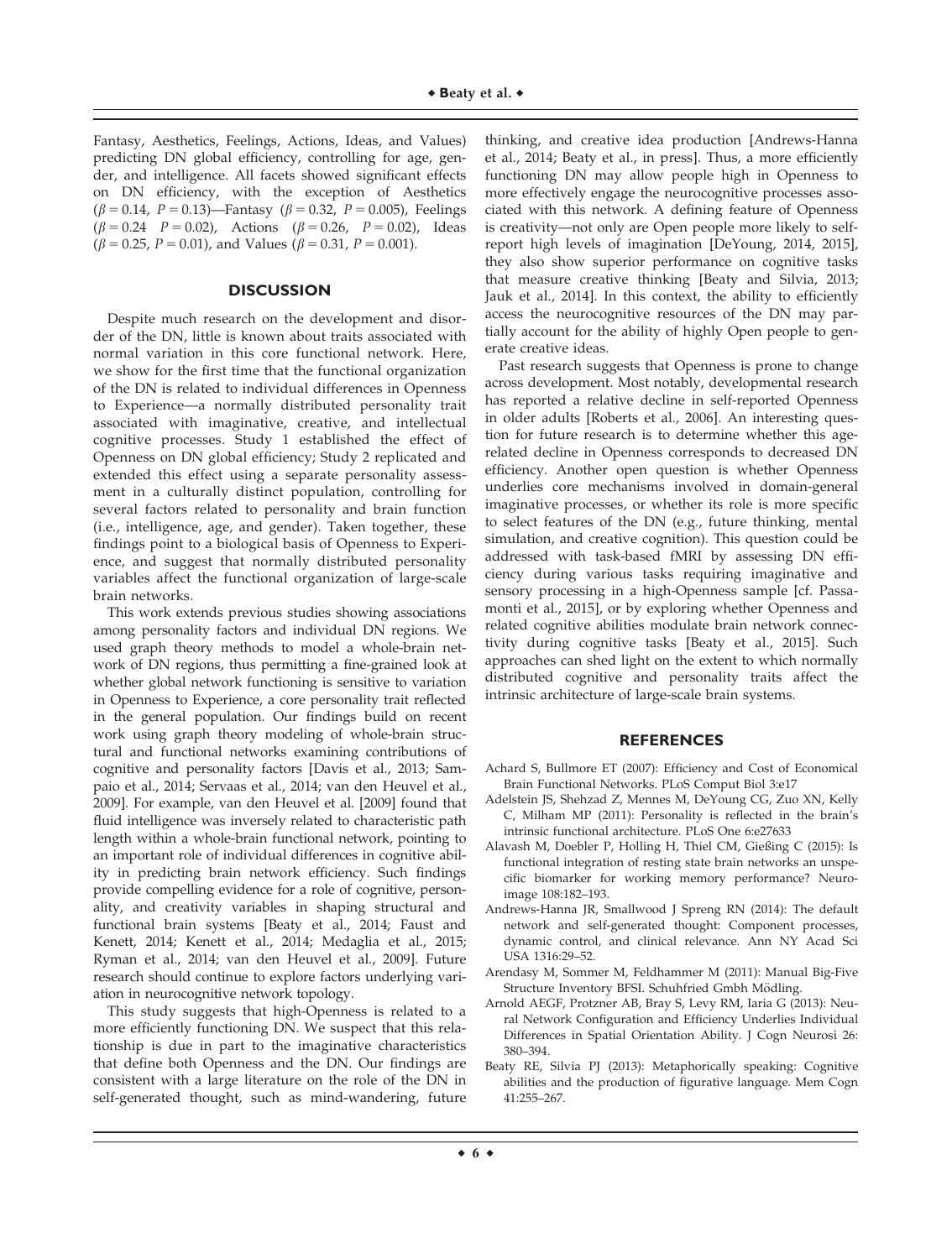Fantasy, Aesthetics, Feelings, Actions, Ideas, and Values) predicting DN global efficiency, controlling for age, gender, and intelligence. All facets showed significant effects on DN efficiency, with the exception of Aesthetics ($\beta = 0.14$, $P = 0.13$)—Fantasy ($\beta = 0.32$, $P = 0.005$), Feelings ($\beta = 0.24$ $P = 0.02$), Actions ($\beta = 0.26$, $P = 0.02$), Ideas ($\beta = 0.25$, $P = 0.01$), and Values ($\beta = 0.31$, $P = 0.001$).

## DISCUSSION

Despite much research on the development and disorder of the DN, little is known about traits associated with normal variation in this core functional network. Here, we show for the first time that the functional organization of the DN is related to individual differences in Openness to Experience—a normally distributed personality trait associated with imaginative, creative, and intellectual cognitive processes. Study 1 established the effect of Openness on DN global efficiency; Study 2 replicated and extended this effect using a separate personality assessment in a culturally distinct population, controlling for several factors related to personality and brain function (i.e., intelligence, age, and gender). Taken together, these findings point to a biological basis of Openness to Experience, and suggest that normally distributed personality variables affect the functional organization of large-scale brain networks.

This work extends previous studies showing associations among personality factors and individual DN regions. We used graph theory methods to model a whole-brain network of DN regions, thus permitting a fine-grained look at whether global network functioning is sensitive to variation in Openness to Experience, a core personality trait reflected in the general population. Our findings build on recent work using graph theory modeling of whole-brain structural and functional networks examining contributions of cognitive and personality factors [Davis et al., 2013; Sampaio et al., 2014; Servaas et al., 2014; van den Heuvel et al., 2009]. For example, van den Heuvel et al. [2009] found that fluid intelligence was inversely related to characteristic path length within a whole-brain functional network, pointing to an important role of individual differences in cognitive ability in predicting brain network efficiency. Such findings provide compelling evidence for a role of cognitive, personality, and creativity variables in shaping structural and functional brain systems [Beaty et al., 2014; Faust and Kenett, 2014; Kenett et al., 2014; Medaglia et al., 2015; Ryman et al., 2014; van den Heuvel et al., 2009]. Future research should continue to explore factors underlying variation in neurocognitive network topology.

This study suggests that high-Openness is related to a more efficiently functioning DN. We suspect that this relationship is due in part to the imaginative characteristics that define both Openness and the DN. Our findings are consistent with a large literature on the role of the DN in self-generated thought, such as mind-wandering, future thinking, and creative idea production [Andrews-Hanna et al., 2014; Beaty et al., in press]. Thus, a more efficiently functioning DN may allow people high in Openness to more effectively engage the neurocognitive processes associated with this network. A defining feature of Openness is creativity—not only are Open people more likely to self-report high levels of imagination [DeYoung, 2014, 2015], they also show superior performance on cognitive tasks that measure creative thinking [Beaty and Silvia, 2013; Jauk et al., 2014]. In this context, the ability to efficiently access the neurocognitive resources of the DN may partially account for the ability of highly Open people to generate creative ideas.

Past research suggests that Openness is prone to change across development. Most notably, developmental research has reported a relative decline in self-reported Openness in older adults [Roberts et al., 2006]. An interesting question for future research is to determine whether this age-related decline in Openness corresponds to decreased DN efficiency. Another open question is whether Openness underlies core mechanisms involved in domain-general imaginative processes, or whether its role is more specific to select features of the DN (e.g., future thinking, mental simulation, and creative cognition). This question could be addressed with task-based fMRI by assessing DN efficiency during various tasks requiring imaginative and sensory processing in a high-Openness sample [cf. Passamonti et al., 2015], or by exploring whether Openness and related cognitive abilities modulate brain network connectivity during cognitive tasks [Beaty et al., 2015]. Such approaches can shed light on the extent to which normally distributed cognitive and personality traits affect the intrinsic architecture of large-scale brain systems.

## REFERENCES

Achard S, Bullmore ET (2007): Efficiency and Cost of Economical Brain Functional Networks. PLoS Comput Biol 3:e17

Adelstein JS, Shehzad Z, Mennes M, DeYoung CG, Zuo XN, Kelly C, Milham MP (2011): Personality is reflected in the brain's intrinsic functional architecture. PLoS One 6:e27633

Alavash M, Doebler P, Holling H, Thiel CM, Gießing C (2015): Is functional integration of resting state brain networks an unspecific biomarker for working memory performance? Neuroimage 108:182–193.

Andrews-Hanna JR, Smallwood J Spreng RN (2014): The default network and self-generated thought: Component processes, dynamic control, and clinical relevance. Ann NY Acad Sci USA 1316:29–52.

Arendasy M, Sommer M, Feldhammer M (2011): Manual Big-Five Structure Inventory BFSI. Schuhfried Gmbh Mödling.

Arnold AEGF, Protzner AB, Bray S, Levy RM, Iaria G (2013): Neural Network Configuration and Efficiency Underlies Individual Differences in Spatial Orientation Ability. J Cogn Neurosi 26: 380–394.

Beaty RE, Silvia PJ (2013): Metaphorically speaking: Cognitive abilities and the production of figurative language. Mem Cogn 41:255–267.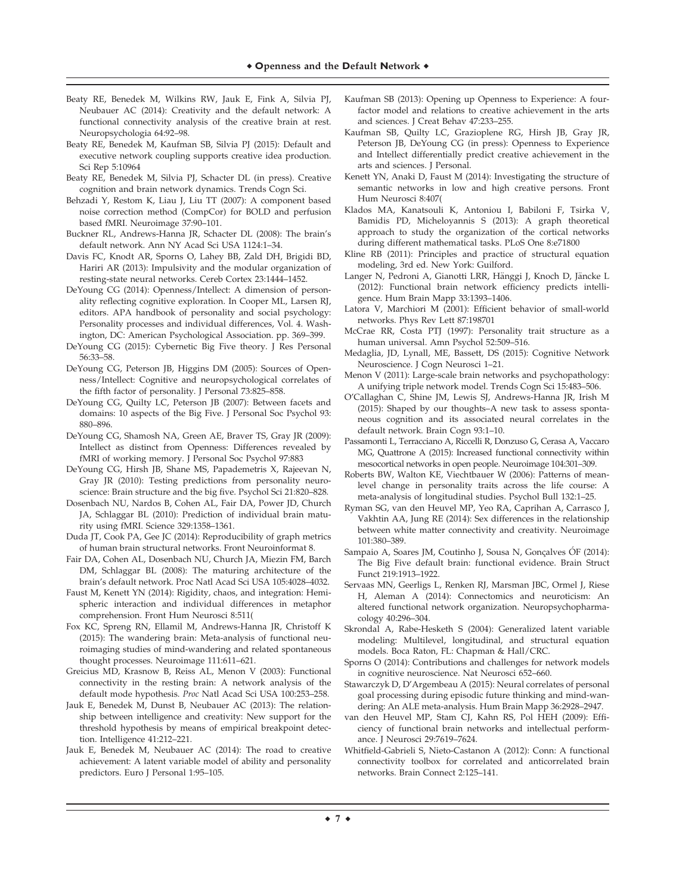Beaty RE, Benedek M, Wilkins RW, Jauk E, Fink A, Silvia PJ, Neubauer AC (2014): Creativity and the default network: A functional connectivity analysis of the creative brain at rest. Neuropsychologia 64:92–98.

Beaty RE, Benedek M, Kaufman SB, Silvia PJ (2015): Default and executive network coupling supports creative idea production. Sci Rep 5:10964

Beaty RE, Benedek M, Silvia PJ, Schacter DL (in press). Creative cognition and brain network dynamics. Trends Cogn Sci.

Behzadi Y, Restom K, Liau J, Liu TT (2007): A component based noise correction method (CompCor) for BOLD and perfusion based fMRI. Neuroimage 37:90–101.

Buckner RL, Andrews-Hanna JR, Schacter DL (2008): The brain's default network. Ann NY Acad Sci USA 1124:1–34.

Davis FC, Knodt AR, Sporns O, Lahey BB, Zald DH, Brigidi BD, Hariri AR (2013): Impulsivity and the modular organization of resting-state neural networks. Cereb Cortex 23:1444–1452.

DeYoung CG (2014): Openness/Intellect: A dimension of personality reflecting cognitive exploration. In Cooper ML, Larsen RJ, editors. APA handbook of personality and social psychology: Personality processes and individual differences, Vol. 4. Washington, DC: American Psychological Association. pp. 369–399.

DeYoung CG (2015): Cybernetic Big Five theory. J Res Personal 56:33–58.

DeYoung CG, Peterson JB, Higgins DM (2005): Sources of Openness/Intellect: Cognitive and neuropsychological correlates of the fifth factor of personality. J Personal 73:825–858.

DeYoung CG, Quilty LC, Peterson JB (2007): Between facets and domains: 10 aspects of the Big Five. J Personal Soc Psychol 93: 880–896.

DeYoung CG, Shamosh NA, Green AE, Braver TS, Gray JR (2009): Intellect as distinct from Openness: Differences revealed by fMRI of working memory. J Personal Soc Psychol 97:883

DeYoung CG, Hirsh JB, Shane MS, Papademetris X, Rajeevan N, Gray JR (2010): Testing predictions from personality neuroscience: Brain structure and the big five. Psychol Sci 21:820–828.

Dosenbach NU, Nardos B, Cohen AL, Fair DA, Power JD, Church JA, Schlaggar BL (2010): Prediction of individual brain maturity using fMRI. Science 329:1358–1361.

Duda JT, Cook PA, Gee JC (2014): Reproducibility of graph metrics of human brain structural networks. Front Neuroinformat 8.

Fair DA, Cohen AL, Dosenbach NU, Church JA, Miezin FM, Barch DM, Schlaggar BL (2008): The maturing architecture of the brain's default network. Proc Natl Acad Sci USA 105:4028–4032.

Faust M, Kenett YN (2014): Rigidity, chaos, and integration: Hemispheric interaction and individual differences in metaphor comprehension. Front Hum Neurosci 8:511(

Fox KC, Spreng RN, Ellamil M, Andrews-Hanna JR, Christoff K (2015): The wandering brain: Meta-analysis of functional neuroimaging studies of mind-wandering and related spontaneous thought processes. Neuroimage 111:611–621.

Greicius MD, Krasnow B, Reiss AL, Menon V (2003): Functional connectivity in the resting brain: A network analysis of the default mode hypothesis. *Proc* Natl Acad Sci USA 100:253–258.

Jauk E, Benedek M, Dunst B, Neubauer AC (2013): The relationship between intelligence and creativity: New support for the threshold hypothesis by means of empirical breakpoint detection. Intelligence 41:212–221.

Jauk E, Benedek M, Neubauer AC (2014): The road to creative achievement: A latent variable model of ability and personality predictors. Euro J Personal 1:95–105.

Kaufman SB (2013): Opening up Openness to Experience: A four-factor model and relations to creative achievement in the arts and sciences. J Creat Behav 47:233–255.

Kaufman SB, Quilty LC, Grazioplene RG, Hirsh JB, Gray JR, Peterson JB, DeYoung CG (in press): Openness to Experience and Intellect differentially predict creative achievement in the arts and sciences. J Personal.

Kenett YN, Anaki D, Faust M (2014): Investigating the structure of semantic networks in low and high creative persons. Front Hum Neurosci 8:407(

Klados MA, Kanatsouli K, Antoniou I, Babiloni F, Tsirka V, Bamidis PD, Micheloyannis S (2013): A graph theoretical approach to study the organization of the cortical networks during different mathematical tasks. PLoS One 8:e71800

Kline RB (2011): Principles and practice of structural equation modeling, 3rd ed. New York: Guilford.

Langer N, Pedroni A, Gianotti LRR, Hänggi J, Knoch D, Jäncke L (2012): Functional brain network efficiency predicts intelligence. Hum Brain Mapp 33:1393–1406.

Latora V, Marchiori M (2001): Efficient behavior of small-world networks. Phys Rev Lett 87:198701

McCrae RR, Costa PTJ (1997): Personality trait structure as a human universal. Amn Psychol 52:509–516.

Medaglia, JD, Lynall, ME, Bassett, DS (2015): Cognitive Network Neuroscience. J Cogn Neurosci 1–21.

Menon V (2011): Large-scale brain networks and psychopathology: A unifying triple network model. Trends Cogn Sci 15:483–506.

O'Callaghan C, Shine JM, Lewis SJ, Andrews-Hanna JR, Irish M (2015): Shaped by our thoughts–A new task to assess spontaneous cognition and its associated neural correlates in the default network. Brain Cogn 93:1–10.

Passamonti L, Terracciano A, Riccelli R, Donzuso G, Cerasa A, Vaccaro MG, Quattrone A (2015): Increased functional connectivity within mesocortical networks in open people. Neuroimage 104:301–309.

Roberts BW, Walton KE, Viechtbauer W (2006): Patterns of mean-level change in personality traits across the life course: A meta-analysis of longitudinal studies. Psychol Bull 132:1–25.

Ryman SG, van den Heuvel MP, Yeo RA, Caprihan A, Carrasco J, Vakhtin AA, Jung RE (2014): Sex differences in the relationship between white matter connectivity and creativity. Neuroimage 101:380–389.

Sampaio A, Soares JM, Coutinho J, Sousa N, Gonçalves ÓF (2014): The Big Five default brain: functional evidence. Brain Struct Funct 219:1913–1922.

Servaas MN, Geerligs L, Renken RJ, Marsman JBC, Ormel J, Riese H, Aleman A (2014): Connectomics and neuroticism: An altered functional network organization. Neuropsychopharmacology 40:296–304.

Skrondal A, Rabe-Hesketh S (2004): Generalized latent variable modeling: Multilevel, longitudinal, and structural equation models. Boca Raton, FL: Chapman & Hall/CRC.

Sporns O (2014): Contributions and challenges for network models in cognitive neuroscience. Nat Neurosci 652–660.

Stawarczyk D, D'Argembeau A (2015): Neural correlates of personal goal processing during episodic future thinking and mind-wandering: An ALE meta-analysis. Hum Brain Mapp 36:2928–2947.

van den Heuvel MP, Stam CJ, Kahn RS, Pol HEH (2009): Efficiency of functional brain networks and intellectual performance. J Neurosci 29:7619–7624.

Whitfield-Gabrieli S, Nieto-Castanon A (2012): Conn: A functional connectivity toolbox for correlated and anticorrelated brain networks. Brain Connect 2:125–141.